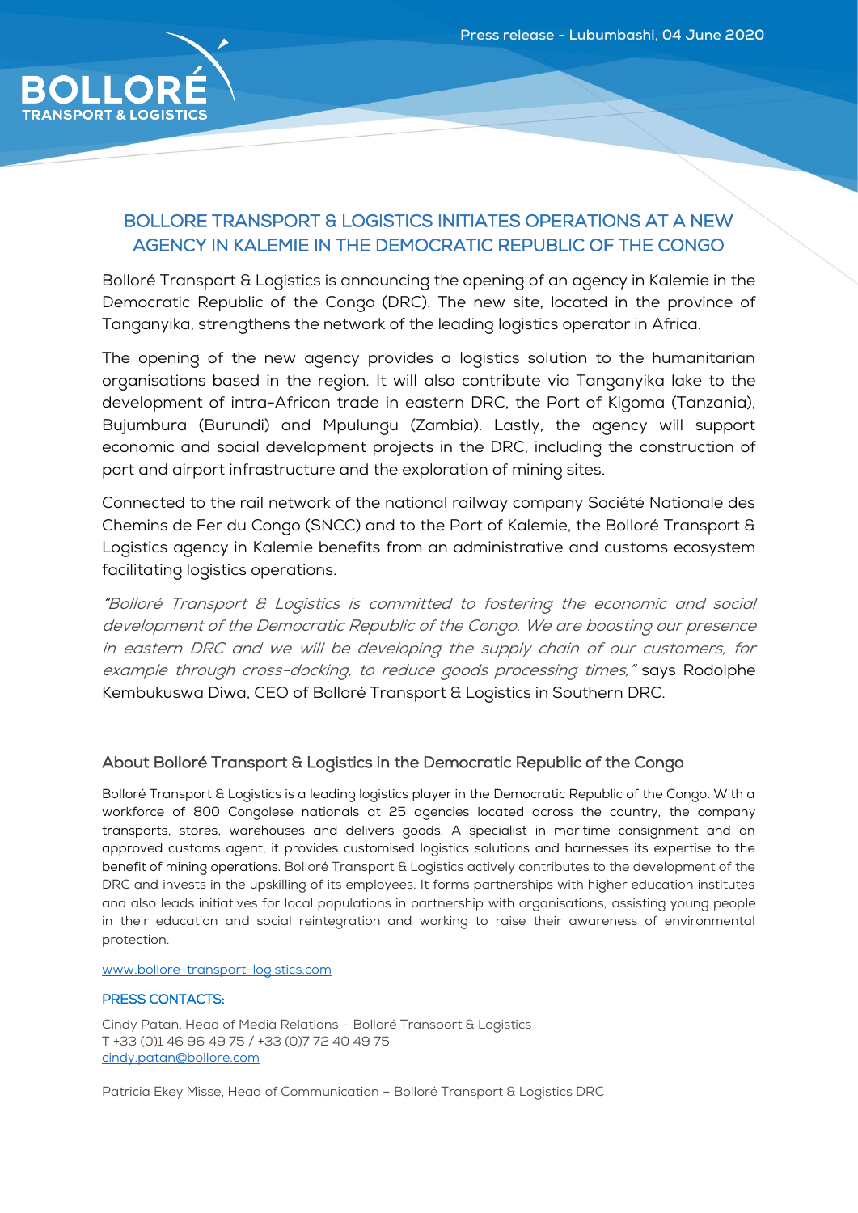**BOLLORÉ**
**TRANSPORT & LOGISTICS**

Press release - Lubumbashi, 04 June 2020

# BOLLORE TRANSPORT & LOGISTICS INITIATES OPERATIONS AT A NEW AGENCY IN KALEMIE IN THE DEMOCRATIC REPUBLIC OF THE CONGO

Bolloré Transport & Logistics is announcing the opening of an agency in Kalemie in the Democratic Republic of the Congo (DRC). The new site, located in the province of Tanganyika, strengthens the network of the leading logistics operator in Africa.

The opening of the new agency provides a logistics solution to the humanitarian organisations based in the region. It will also contribute via Tanganyika lake to the development of intra-African trade in eastern DRC, the Port of Kigoma (Tanzania), Bujumbura (Burundi) and Mpulungu (Zambia). Lastly, the agency will support economic and social development projects in the DRC, including the construction of port and airport infrastructure and the exploration of mining sites.

Connected to the rail network of the national railway company Société Nationale des Chemins de Fer du Congo (SNCC) and to the Port of Kalemie, the Bolloré Transport & Logistics agency in Kalemie benefits from an administrative and customs ecosystem facilitating logistics operations.

*"Bolloré Transport & Logistics is committed to fostering the economic and social development of the Democratic Republic of the Congo. We are boosting our presence in eastern DRC and we will be developing the supply chain of our customers, for example through cross-docking, to reduce goods processing times,"* says Rodolphe Kembukuswa Diwa, CEO of Bolloré Transport & Logistics in Southern DRC.

## About Bolloré Transport & Logistics in the Democratic Republic of the Congo

Bolloré Transport & Logistics is a leading logistics player in the Democratic Republic of the Congo. With a workforce of 800 Congolese nationals at 25 agencies located across the country, the company transports, stores, warehouses and delivers goods. A specialist in maritime consignment and an approved customs agent, it provides customised logistics solutions and harnesses its expertise to the benefit of mining operations. Bolloré Transport & Logistics actively contributes to the development of the DRC and invests in the upskilling of its employees. It forms partnerships with higher education institutes and also leads initiatives for local populations in partnership with organisations, assisting young people in their education and social reintegration and working to raise their awareness of environmental protection.

www.bollore-transport-logistics.com

**PRESS CONTACTS:**

Cindy Patan, Head of Media Relations – Bolloré Transport & Logistics
T +33 (0)1 46 96 49 75 / +33 (0)7 72 40 49 75
cindy.patan@bollore.com

Patricia Ekey Misse, Head of Communication – Bolloré Transport & Logistics DRC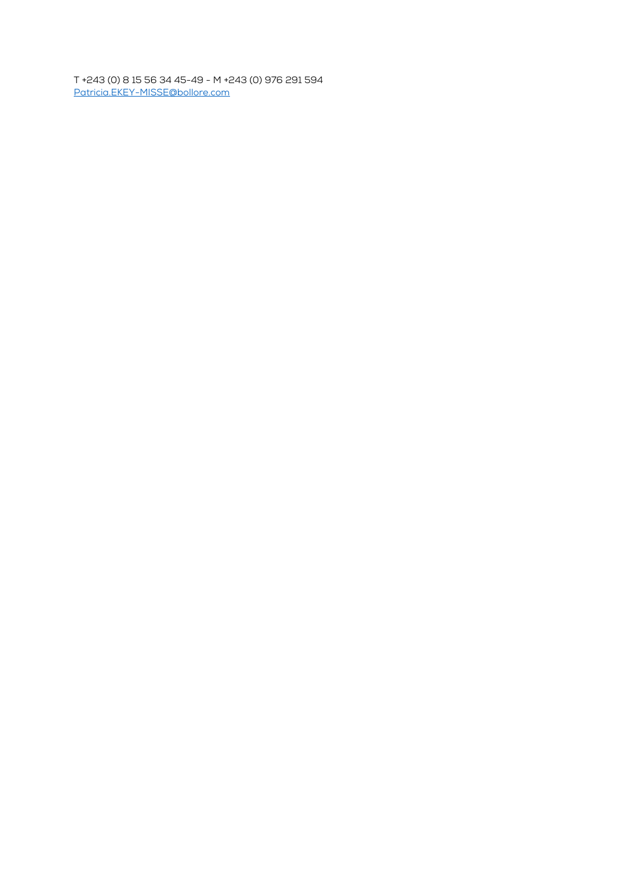T +243 (0) 8 15 56 34 45-49 - M +243 (0) 976 291 594
Patricia.EKEY-MISSE@bollore.com